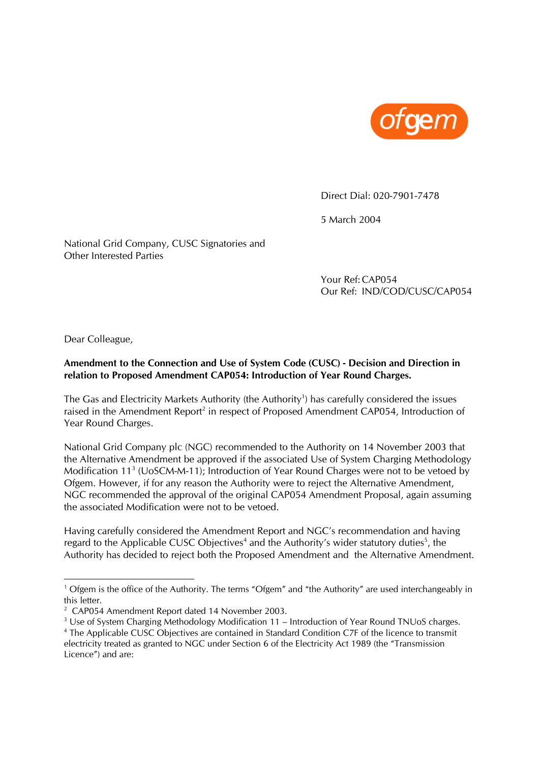ofgem

Direct Dial: 020-7901-7478

5 March 2004

National Grid Company, CUSC Signatories and
Other Interested Parties

Your Ref: CAP054
Our Ref: IND/COD/CUSC/CAP054

Dear Colleague,

**Amendment to the Connection and Use of System Code (CUSC) - Decision and Direction in relation to Proposed Amendment CAP054: Introduction of Year Round Charges.**

The Gas and Electricity Markets Authority (the Authority[1]) has carefully considered the issues raised in the Amendment Report[2] in respect of Proposed Amendment CAP054, Introduction of Year Round Charges.

National Grid Company plc (NGC) recommended to the Authority on 14 November 2003 that the Alternative Amendment be approved if the associated Use of System Charging Methodology Modification 11[3] (UoSCM-M-11); Introduction of Year Round Charges were not to be vetoed by Ofgem. However, if for any reason the Authority were to reject the Alternative Amendment, NGC recommended the approval of the original CAP054 Amendment Proposal, again assuming the associated Modification were not to be vetoed.

Having carefully considered the Amendment Report and NGC's recommendation and having regard to the Applicable CUSC Objectives[4] and the Authority's wider statutory duties[5], the Authority has decided to reject both the Proposed Amendment and the Alternative Amendment.

---

[1] Ofgem is the office of the Authority. The terms "Ofgem" and "the Authority" are used interchangeably in this letter.

[2] CAP054 Amendment Report dated 14 November 2003.

[3] Use of System Charging Methodology Modification 11 – Introduction of Year Round TNUoS charges.

[4] The Applicable CUSC Objectives are contained in Standard Condition C7F of the licence to transmit electricity treated as granted to NGC under Section 6 of the Electricity Act 1989 (the "Transmission Licence") and are: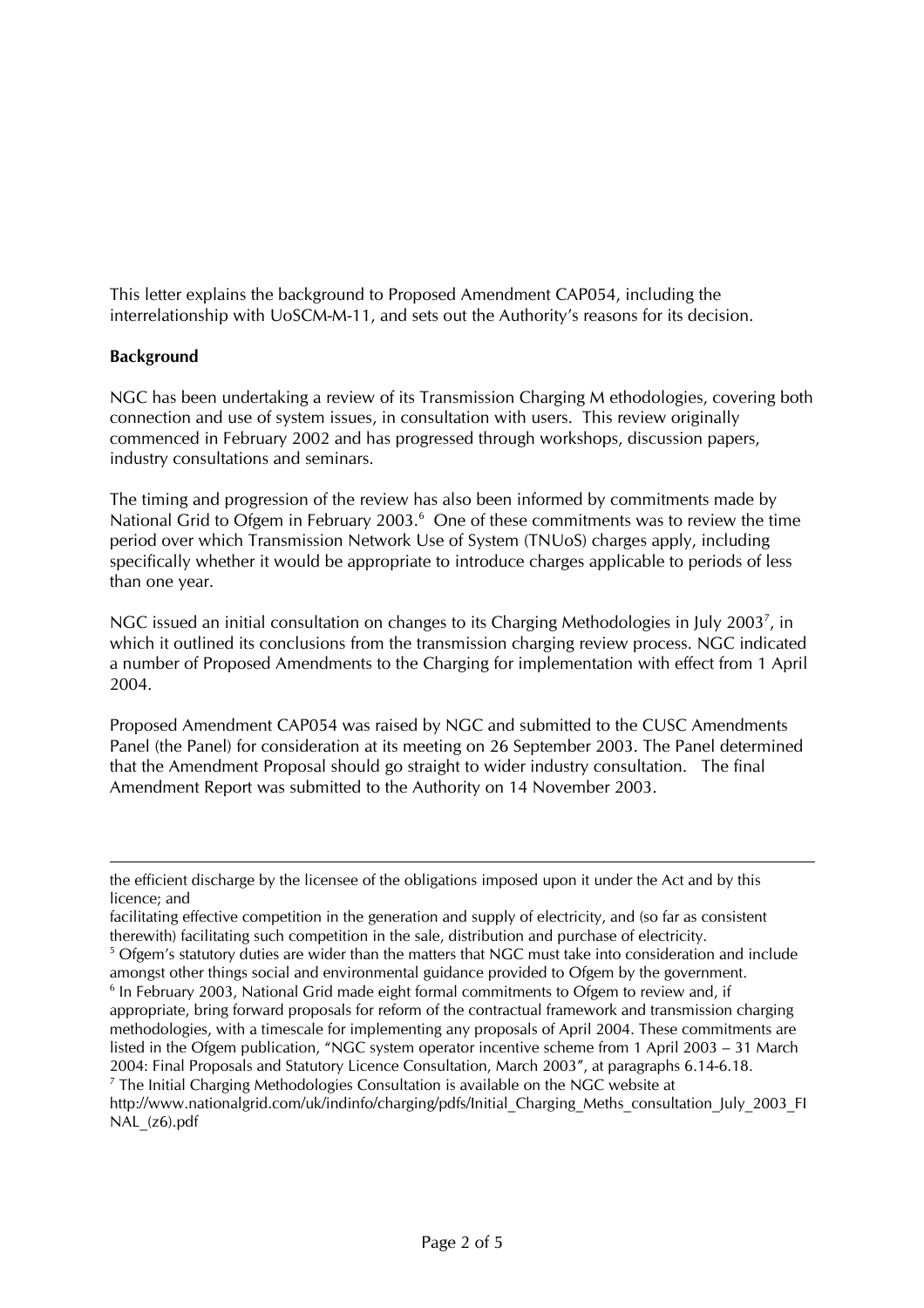This letter explains the background to Proposed Amendment CAP054, including the interrelationship with UoSCM-M-11, and sets out the Authority's reasons for its decision.

**Background**

NGC has been undertaking a review of its Transmission Charging M ethodologies, covering both connection and use of system issues, in consultation with users. This review originally commenced in February 2002 and has progressed through workshops, discussion papers, industry consultations and seminars.

The timing and progression of the review has also been informed by commitments made by National Grid to Ofgem in February 2003.[6] One of these commitments was to review the time period over which Transmission Network Use of System (TNUoS) charges apply, including specifically whether it would be appropriate to introduce charges applicable to periods of less than one year.

NGC issued an initial consultation on changes to its Charging Methodologies in July 2003[7], in which it outlined its conclusions from the transmission charging review process. NGC indicated a number of Proposed Amendments to the Charging for implementation with effect from 1 April 2004.

Proposed Amendment CAP054 was raised by NGC and submitted to the CUSC Amendments Panel (the Panel) for consideration at its meeting on 26 September 2003. The Panel determined that the Amendment Proposal should go straight to wider industry consultation. The final Amendment Report was submitted to the Authority on 14 November 2003.

---

the efficient discharge by the licensee of the obligations imposed upon it under the Act and by this licence; and

facilitating effective competition in the generation and supply of electricity, and (so far as consistent therewith) facilitating such competition in the sale, distribution and purchase of electricity.

[5] Ofgem's statutory duties are wider than the matters that NGC must take into consideration and include amongst other things social and environmental guidance provided to Ofgem by the government.

[6] In February 2003, National Grid made eight formal commitments to Ofgem to review and, if appropriate, bring forward proposals for reform of the contractual framework and transmission charging methodologies, with a timescale for implementing any proposals of April 2004. These commitments are listed in the Ofgem publication, "NGC system operator incentive scheme from 1 April 2003 – 31 March 2004: Final Proposals and Statutory Licence Consultation, March 2003", at paragraphs 6.14-6.18.

[7] The Initial Charging Methodologies Consultation is available on the NGC website at http://www.nationalgrid.com/uk/indinfo/charging/pdfs/Initial_Charging_Meths_consultation_July_2003_FINAL_(z6).pdf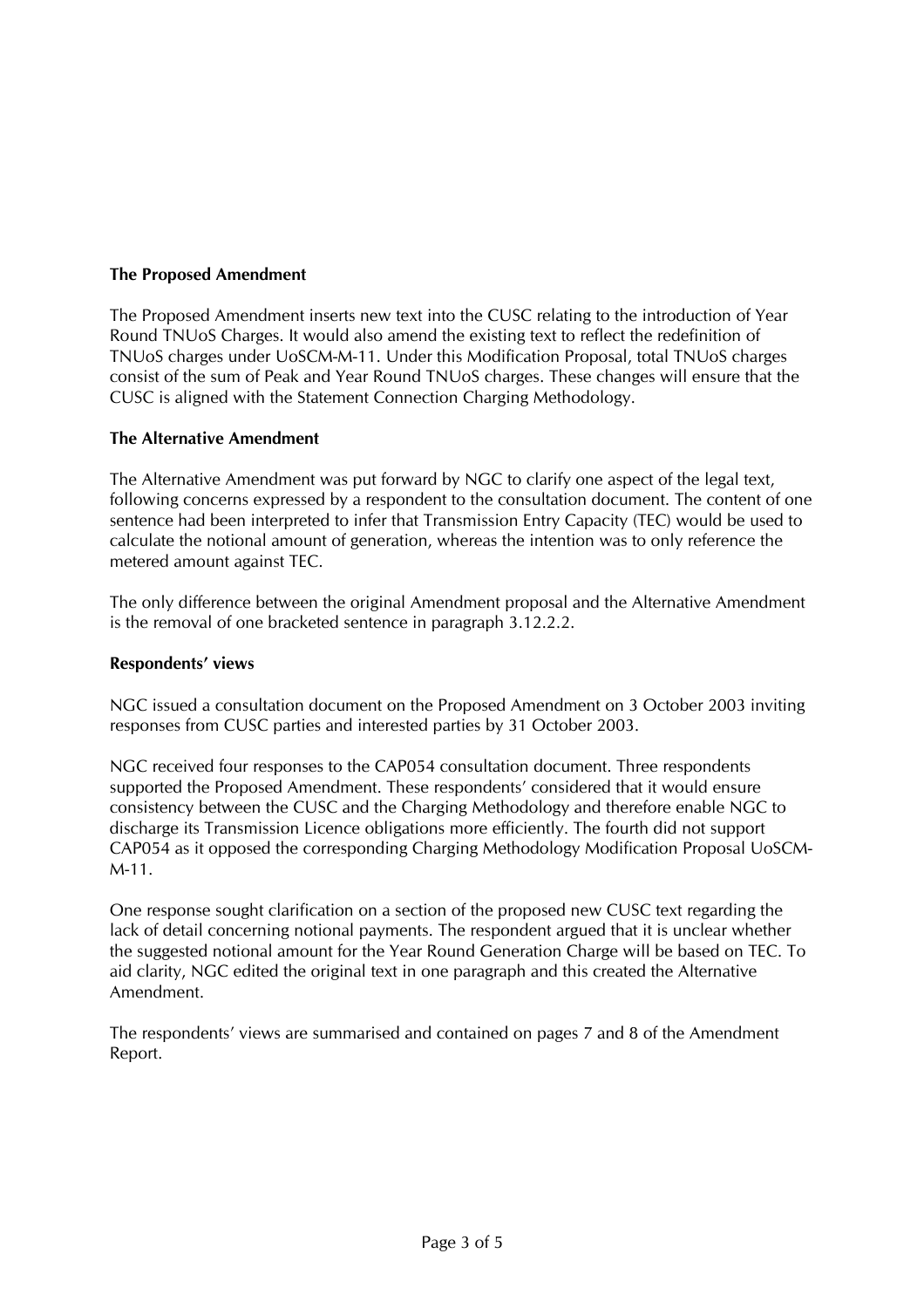**The Proposed Amendment**

The Proposed Amendment inserts new text into the CUSC relating to the introduction of Year Round TNUoS Charges. It would also amend the existing text to reflect the redefinition of TNUoS charges under UoSCM-M-11. Under this Modification Proposal, total TNUoS charges consist of the sum of Peak and Year Round TNUoS charges. These changes will ensure that the CUSC is aligned with the Statement Connection Charging Methodology.

**The Alternative Amendment**

The Alternative Amendment was put forward by NGC to clarify one aspect of the legal text, following concerns expressed by a respondent to the consultation document. The content of one sentence had been interpreted to infer that Transmission Entry Capacity (TEC) would be used to calculate the notional amount of generation, whereas the intention was to only reference the metered amount against TEC.

The only difference between the original Amendment proposal and the Alternative Amendment is the removal of one bracketed sentence in paragraph 3.12.2.2.

**Respondents' views**

NGC issued a consultation document on the Proposed Amendment on 3 October 2003 inviting responses from CUSC parties and interested parties by 31 October 2003.

NGC received four responses to the CAP054 consultation document. Three respondents supported the Proposed Amendment. These respondents' considered that it would ensure consistency between the CUSC and the Charging Methodology and therefore enable NGC to discharge its Transmission Licence obligations more efficiently. The fourth did not support CAP054 as it opposed the corresponding Charging Methodology Modification Proposal UoSCM-M-11.

One response sought clarification on a section of the proposed new CUSC text regarding the lack of detail concerning notional payments. The respondent argued that it is unclear whether the suggested notional amount for the Year Round Generation Charge will be based on TEC. To aid clarity, NGC edited the original text in one paragraph and this created the Alternative Amendment.

The respondents' views are summarised and contained on pages 7 and 8 of the Amendment Report.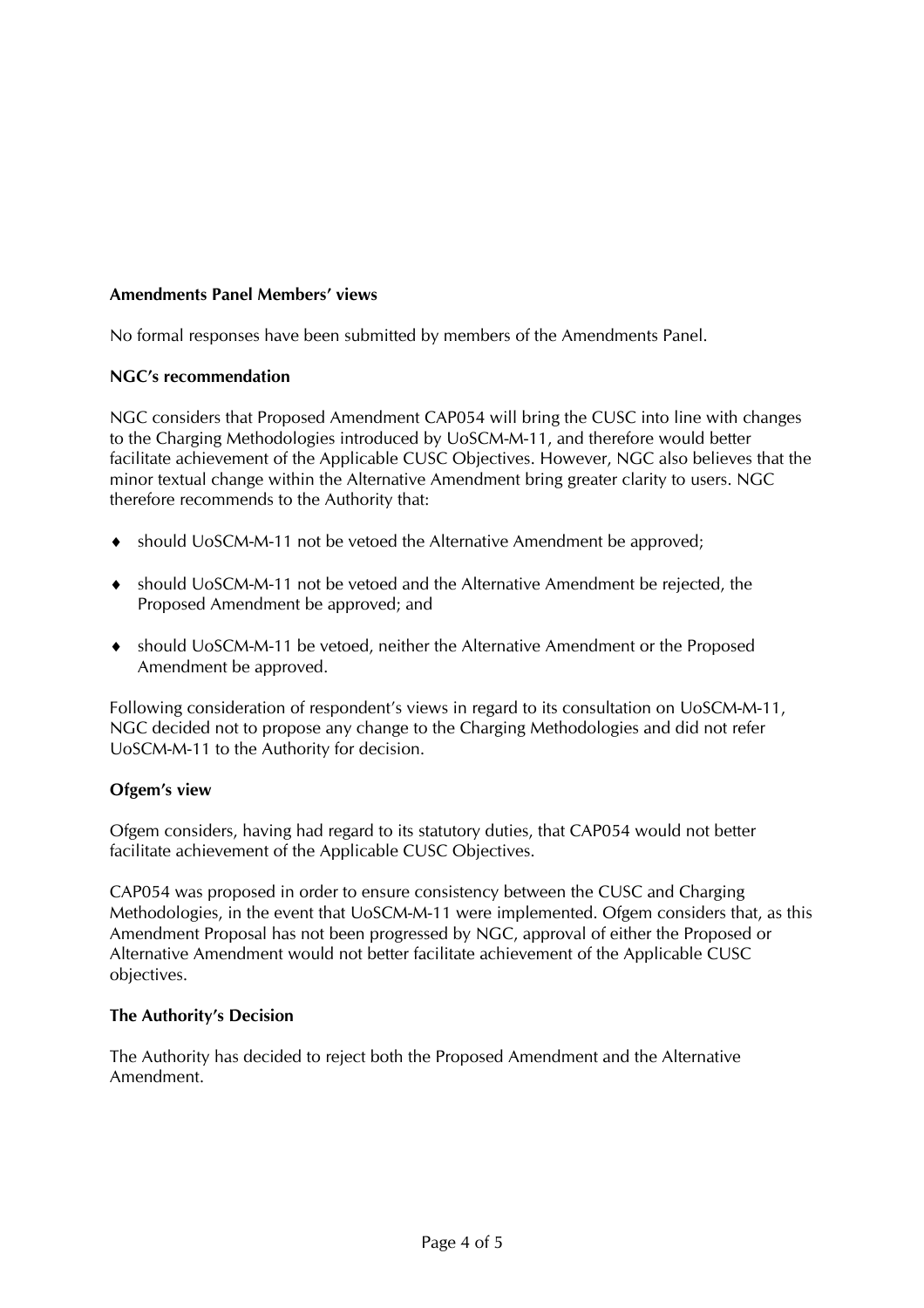**Amendments Panel Members' views**

No formal responses have been submitted by members of the Amendments Panel.

**NGC's recommendation**

NGC considers that Proposed Amendment CAP054 will bring the CUSC into line with changes to the Charging Methodologies introduced by UoSCM-M-11, and therefore would better facilitate achievement of the Applicable CUSC Objectives. However, NGC also believes that the minor textual change within the Alternative Amendment bring greater clarity to users. NGC therefore recommends to the Authority that:

- should UoSCM-M-11 not be vetoed the Alternative Amendment be approved;
- should UoSCM-M-11 not be vetoed and the Alternative Amendment be rejected, the Proposed Amendment be approved; and
- should UoSCM-M-11 be vetoed, neither the Alternative Amendment or the Proposed Amendment be approved.

Following consideration of respondent's views in regard to its consultation on UoSCM-M-11, NGC decided not to propose any change to the Charging Methodologies and did not refer UoSCM-M-11 to the Authority for decision.

**Ofgem's view**

Ofgem considers, having had regard to its statutory duties, that CAP054 would not better facilitate achievement of the Applicable CUSC Objectives.

CAP054 was proposed in order to ensure consistency between the CUSC and Charging Methodologies, in the event that UoSCM-M-11 were implemented. Ofgem considers that, as this Amendment Proposal has not been progressed by NGC, approval of either the Proposed or Alternative Amendment would not better facilitate achievement of the Applicable CUSC objectives.

**The Authority's Decision**

The Authority has decided to reject both the Proposed Amendment and the Alternative Amendment.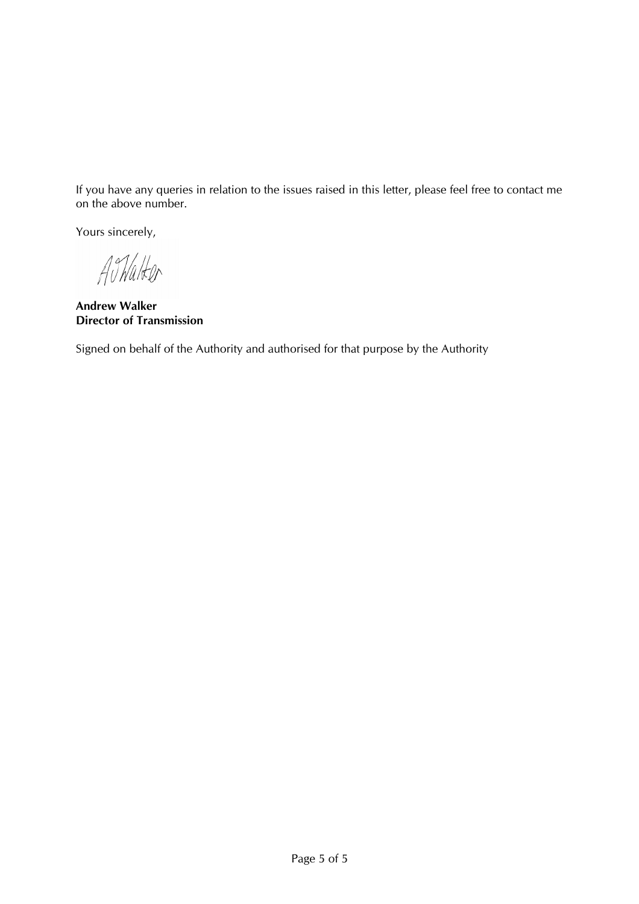If you have any queries in relation to the issues raised in this letter, please feel free to contact me on the above number.

Yours sincerely,

**Andrew Walker**
**Director of Transmission**

Signed on behalf of the Authority and authorised for that purpose by the Authority